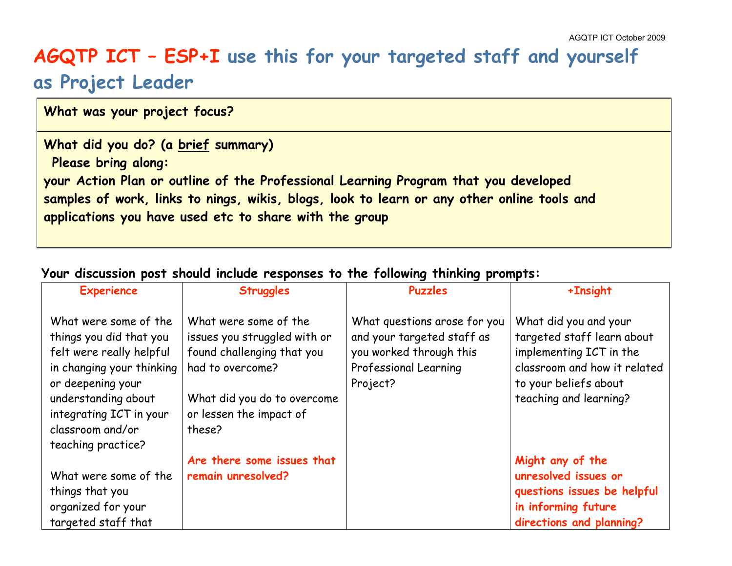# AGQTP ICT – ESP+I use this for your targeted staff and yourself as Project Leader

| **What was your project focus?** |
|---|
| **What did you do? (a <u>brief</u> summary)**<br>**Please bring along:**<br>**your Action Plan or outline of the Professional Learning Program that you developed**<br>**samples of work, links to nings, wikis, blogs, look to learn or any other online tools and applications you have used etc to share with the group** |

**Your discussion post should include responses to the following thinking prompts:**

| Experience | Struggles | Puzzles | +Insight |
|---|---|---|---|
| What were some of the things you did that you felt were really helpful in changing your thinking or deepening your understanding about integrating ICT in your classroom and/or teaching practice?<br><br>What were some of the things that you organized for your targeted staff that | What were some of the issues you struggled with or found challenging that you had to overcome?<br><br>What did you do to overcome or lessen the impact of these?<br><br>**Are there some issues that remain unresolved?** | What questions arose for you and your targeted staff as you worked through this Professional Learning Project? | What did you and your targeted staff learn about implementing ICT in the classroom and how it related to your beliefs about teaching and learning?<br><br>**Might any of the unresolved issues or questions issues be helpful in informing future directions and planning?** |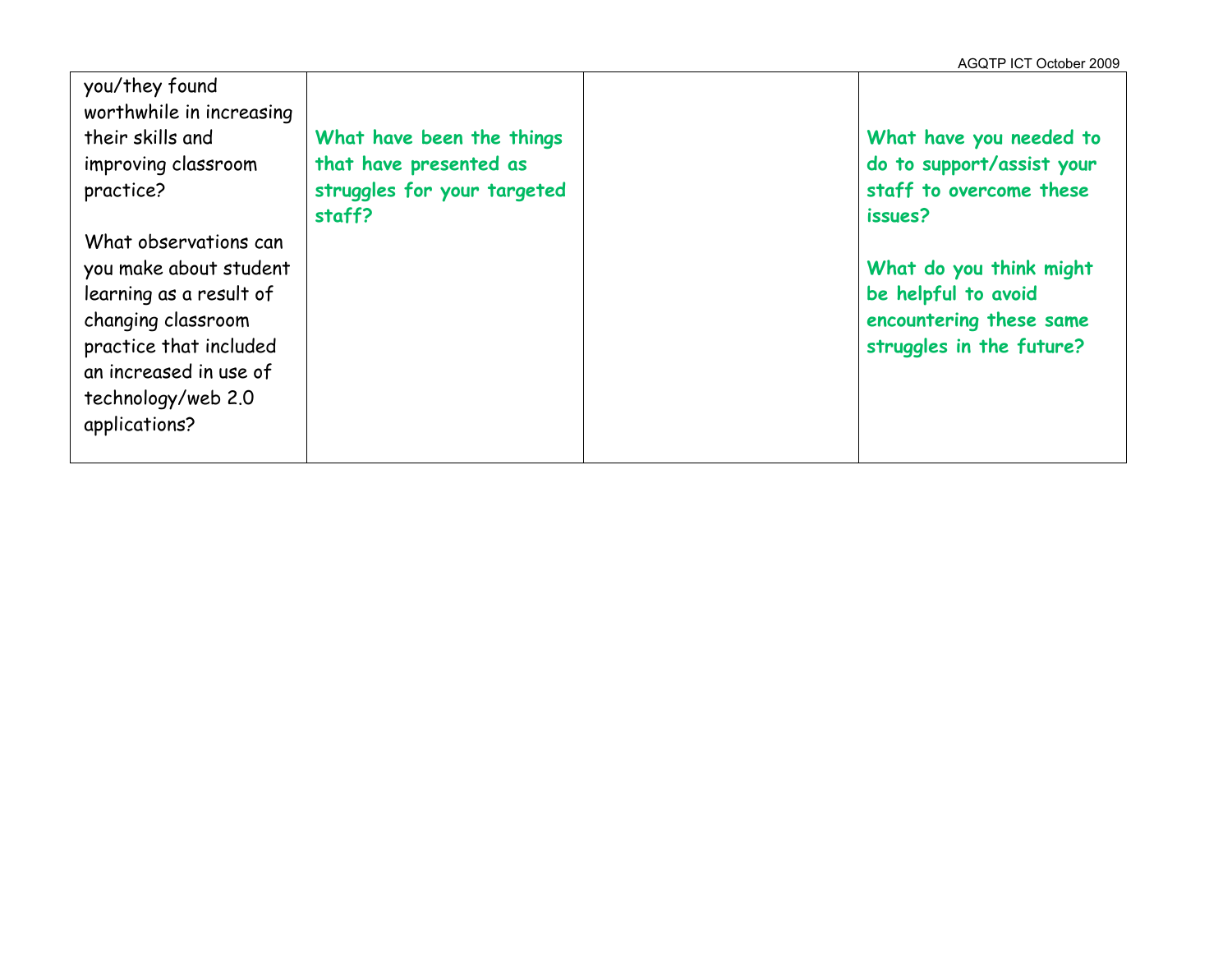| | | | |
|---|---|---|---|
| you/they found worthwhile in increasing their skills and improving classroom practice?<br><br>What observations can you make about student learning as a result of changing classroom practice that included an increased in use of technology/web 2.0 applications? | **What have been the things that have presented as struggles for your targeted staff?** | | **What have you needed to do to support/assist your staff to overcome these issues?**<br><br>**What do you think might be helpful to avoid encountering these same struggles in the future?** |